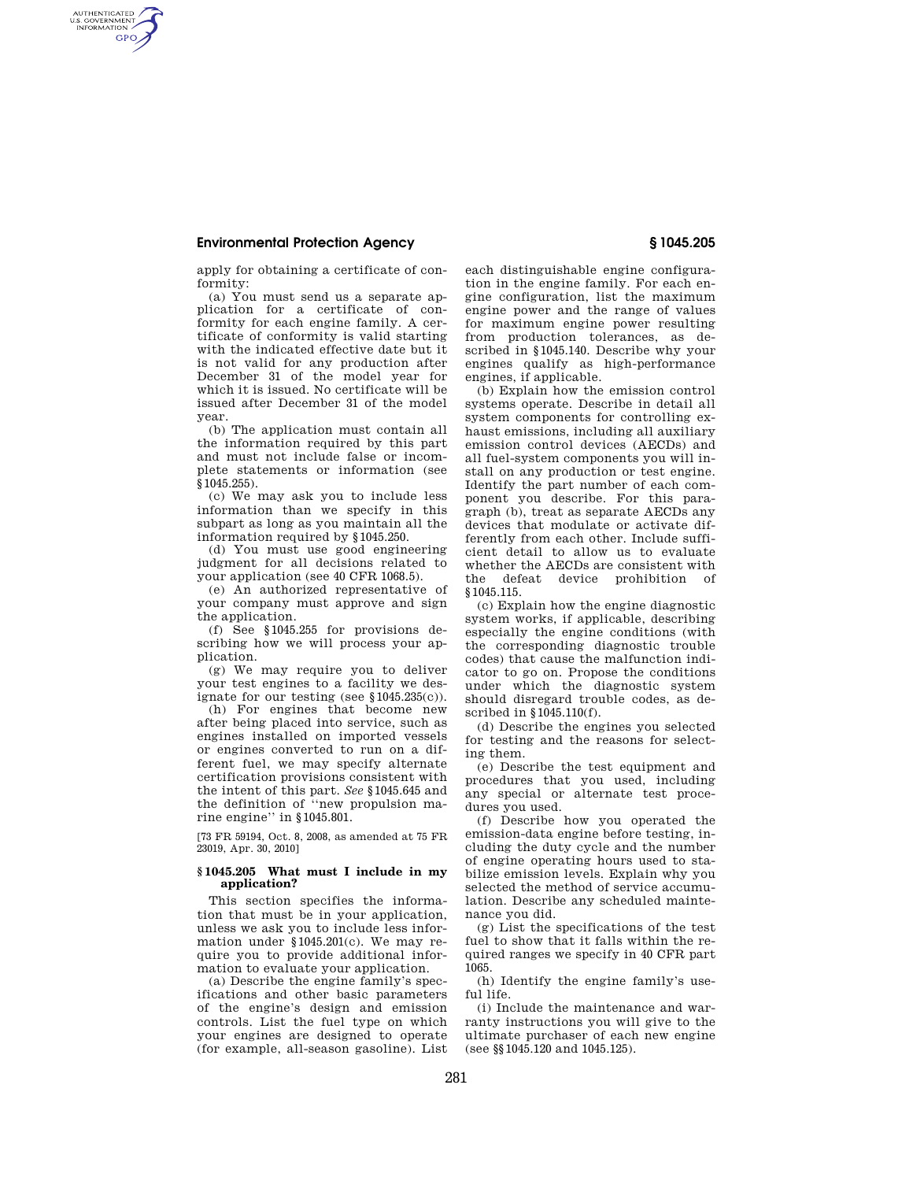apply for obtaining a certificate of conformity:

(a) You must send us a separate application for a certificate of conformity for each engine family. A certificate of conformity is valid starting with the indicated effective date but it is not valid for any production after December 31 of the model year for which it is issued. No certificate will be issued after December 31 of the model year.

(b) The application must contain all the information required by this part and must not include false or incomplete statements or information (see §1045.255).

(c) We may ask you to include less information than we specify in this subpart as long as you maintain all the information required by §1045.250.

(d) You must use good engineering judgment for all decisions related to your application (see 40 CFR 1068.5).

(e) An authorized representative of your company must approve and sign the application.

(f) See §1045.255 for provisions describing how we will process your application.

(g) We may require you to deliver your test engines to a facility we designate for our testing (see §1045.235(c)).

(h) For engines that become new after being placed into service, such as engines installed on imported vessels or engines converted to run on a different fuel, we may specify alternate certification provisions consistent with the intent of this part. *See* §1045.645 and the definition of "new propulsion marine engine" in §1045.801.

[73 FR 59194, Oct. 8, 2008, as amended at 75 FR 23019, Apr. 30, 2010]

## §1045.205 What must I include in my application?

This section specifies the information that must be in your application, unless we ask you to include less information under §1045.201(c). We may require you to provide additional information to evaluate your application.

(a) Describe the engine family's specifications and other basic parameters of the engine's design and emission controls. List the fuel type on which your engines are designed to operate (for example, all-season gasoline). List each distinguishable engine configuration in the engine family. For each engine configuration, list the maximum engine power and the range of values for maximum engine power resulting from production tolerances, as described in §1045.140. Describe why your engines qualify as high-performance engines, if applicable.

(b) Explain how the emission control systems operate. Describe in detail all system components for controlling exhaust emissions, including all auxiliary emission control devices (AECDs) and all fuel-system components you will install on any production or test engine. Identify the part number of each component you describe. For this paragraph (b), treat as separate AECDs any devices that modulate or activate differently from each other. Include sufficient detail to allow us to evaluate whether the AECDs are consistent with the defeat device prohibition of §1045.115.

(c) Explain how the engine diagnostic system works, if applicable, describing especially the engine conditions (with the corresponding diagnostic trouble codes) that cause the malfunction indicator to go on. Propose the conditions under which the diagnostic system should disregard trouble codes, as described in §1045.110(f).

(d) Describe the engines you selected for testing and the reasons for selecting them.

(e) Describe the test equipment and procedures that you used, including any special or alternate test procedures you used.

(f) Describe how you operated the emission-data engine before testing, including the duty cycle and the number of engine operating hours used to stabilize emission levels. Explain why you selected the method of service accumulation. Describe any scheduled maintenance you did.

(g) List the specifications of the test fuel to show that it falls within the required ranges we specify in 40 CFR part 1065.

(h) Identify the engine family's useful life.

(i) Include the maintenance and warranty instructions you will give to the ultimate purchaser of each new engine (see §§1045.120 and 1045.125).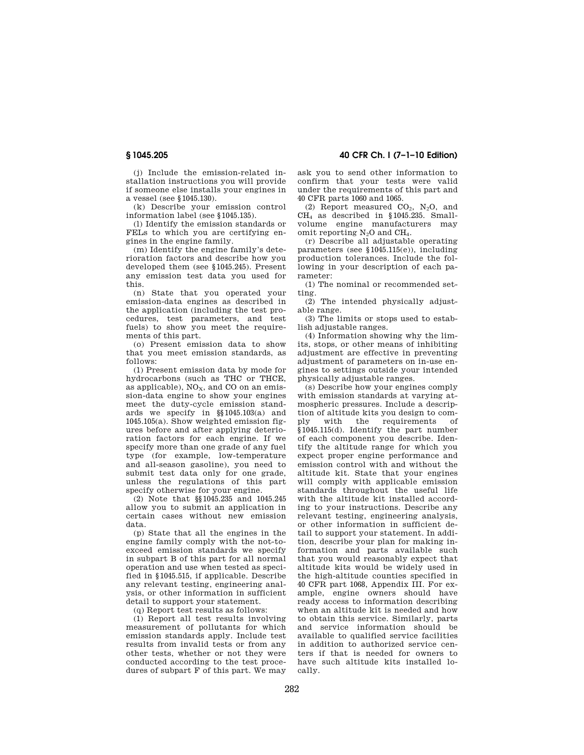(j) Include the emission-related installation instructions you will provide if someone else installs your engines in a vessel (see §1045.130).

(k) Describe your emission control information label (see §1045.135).

(l) Identify the emission standards or FELs to which you are certifying engines in the engine family.

(m) Identify the engine family's deterioration factors and describe how you developed them (see §1045.245). Present any emission test data you used for this.

(n) State that you operated your emission-data engines as described in the application (including the test procedures, test parameters, and test fuels) to show you meet the requirements of this part.

(o) Present emission data to show that you meet emission standards, as follows:

(1) Present emission data by mode for hydrocarbons (such as THC or THCE, as applicable), $NO_X$, and CO on an emission-data engine to show your engines meet the duty-cycle emission standards we specify in §§1045.103(a) and 1045.105(a). Show weighted emission figures before and after applying deterioration factors for each engine. If we specify more than one grade of any fuel type (for example, low-temperature and all-season gasoline), you need to submit test data only for one grade, unless the regulations of this part specify otherwise for your engine.

(2) Note that §§1045.235 and 1045.245 allow you to submit an application in certain cases without new emission data.

(p) State that all the engines in the engine family comply with the not-to-exceed emission standards we specify in subpart B of this part for all normal operation and use when tested as specified in §1045.515, if applicable. Describe any relevant testing, engineering analysis, or other information in sufficient detail to support your statement.

(q) Report test results as follows:

(1) Report all test results involving measurement of pollutants for which emission standards apply. Include test results from invalid tests or from any other tests, whether or not they were conducted according to the test procedures of subpart F of this part. We may ask you to send other information to confirm that your tests were valid under the requirements of this part and 40 CFR parts 1060 and 1065.

(2) Report measured $CO_2$, $N_2O$, and $CH_4$ as described in §1045.235. Small-volume engine manufacturers may omit reporting $N_2O$ and $CH_4$.

(r) Describe all adjustable operating parameters (see §1045.115(e)), including production tolerances. Include the following in your description of each parameter:

(1) The nominal or recommended setting.

(2) The intended physically adjustable range.

(3) The limits or stops used to establish adjustable ranges.

(4) Information showing why the limits, stops, or other means of inhibiting adjustment are effective in preventing adjustment of parameters on in-use engines to settings outside your intended physically adjustable ranges.

(s) Describe how your engines comply with emission standards at varying atmospheric pressures. Include a description of altitude kits you design to comply with the requirements of §1045.115(d). Identify the part number of each component you describe. Identify the altitude range for which you expect proper engine performance and emission control with and without the altitude kit. State that your engines will comply with applicable emission standards throughout the useful life with the altitude kit installed according to your instructions. Describe any relevant testing, engineering analysis, or other information in sufficient detail to support your statement. In addition, describe your plan for making information and parts available such that you would reasonably expect that altitude kits would be widely used in the high-altitude counties specified in 40 CFR part 1068, Appendix III. For example, engine owners should have ready access to information describing when an altitude kit is needed and how to obtain this service. Similarly, parts and service information should be available to qualified service facilities in addition to authorized service centers if that is needed for owners to have such altitude kits installed locally.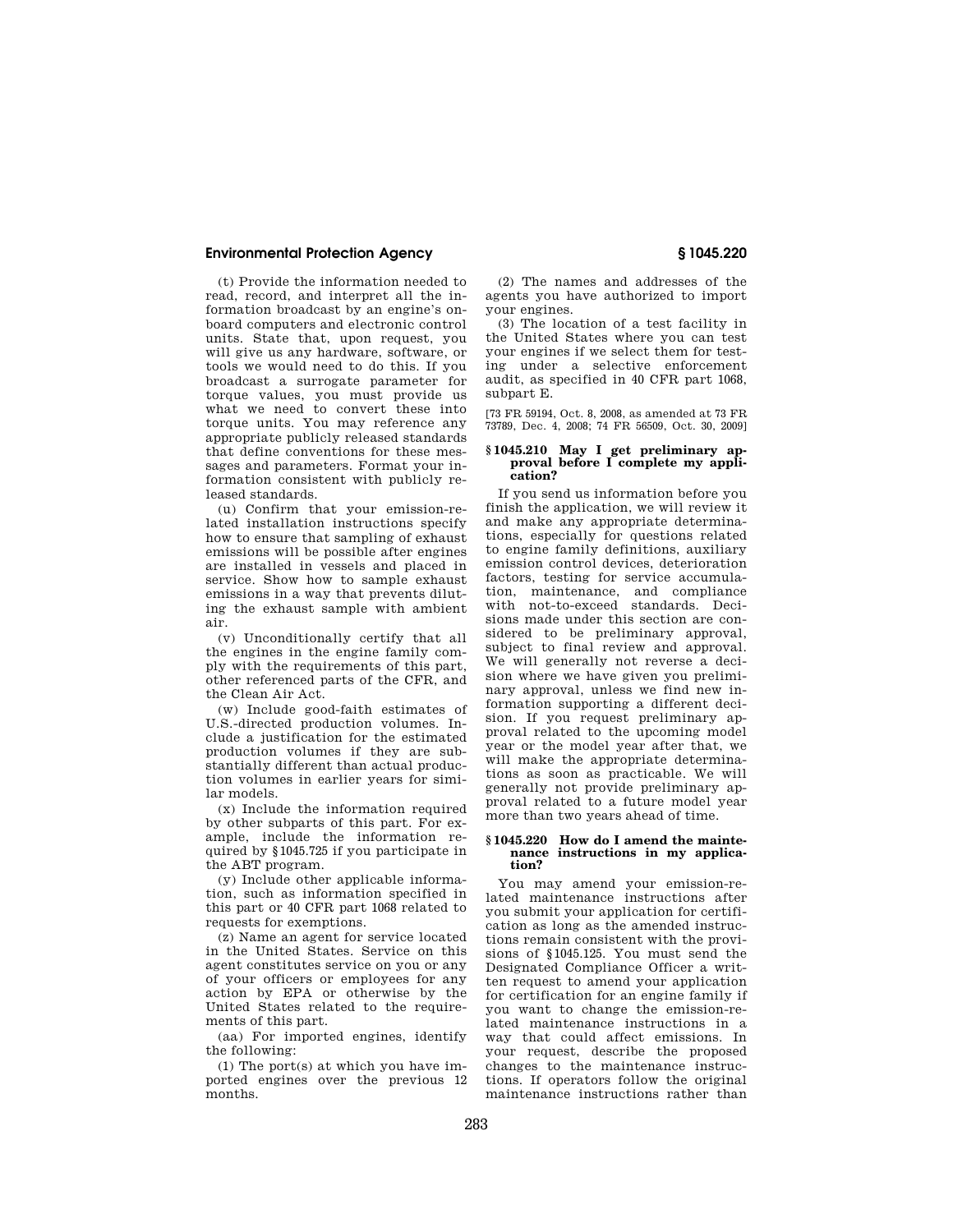(t) Provide the information needed to read, record, and interpret all the information broadcast by an engine's onboard computers and electronic control units. State that, upon request, you will give us any hardware, software, or tools we would need to do this. If you broadcast a surrogate parameter for torque values, you must provide us what we need to convert these into torque units. You may reference any appropriate publicly released standards that define conventions for these messages and parameters. Format your information consistent with publicly released standards.

(u) Confirm that your emission-related installation instructions specify how to ensure that sampling of exhaust emissions will be possible after engines are installed in vessels and placed in service. Show how to sample exhaust emissions in a way that prevents diluting the exhaust sample with ambient air.

(v) Unconditionally certify that all the engines in the engine family comply with the requirements of this part, other referenced parts of the CFR, and the Clean Air Act.

(w) Include good-faith estimates of U.S.-directed production volumes. Include a justification for the estimated production volumes if they are substantially different than actual production volumes in earlier years for similar models.

(x) Include the information required by other subparts of this part. For example, include the information required by §1045.725 if you participate in the ABT program.

(y) Include other applicable information, such as information specified in this part or 40 CFR part 1068 related to requests for exemptions.

(z) Name an agent for service located in the United States. Service on this agent constitutes service on you or any of your officers or employees for any action by EPA or otherwise by the United States related to the requirements of this part.

(aa) For imported engines, identify the following:

(1) The port(s) at which you have imported engines over the previous 12 months.

(2) The names and addresses of the agents you have authorized to import your engines.

(3) The location of a test facility in the United States where you can test your engines if we select them for testing under a selective enforcement audit, as specified in 40 CFR part 1068, subpart E.

[73 FR 59194, Oct. 8, 2008, as amended at 73 FR 73789, Dec. 4, 2008; 74 FR 56509, Oct. 30, 2009]

### § 1045.210 May I get preliminary approval before I complete my application?

If you send us information before you finish the application, we will review it and make any appropriate determinations, especially for questions related to engine family definitions, auxiliary emission control devices, deterioration factors, testing for service accumulation, maintenance, and compliance with not-to-exceed standards. Decisions made under this section are considered to be preliminary approval, subject to final review and approval. We will generally not reverse a decision where we have given you preliminary approval, unless we find new information supporting a different decision. If you request preliminary approval related to the upcoming model year or the model year after that, we will make the appropriate determinations as soon as practicable. We will generally not provide preliminary approval related to a future model year more than two years ahead of time.

### § 1045.220 How do I amend the maintenance instructions in my application?

You may amend your emission-related maintenance instructions after you submit your application for certification as long as the amended instructions remain consistent with the provisions of §1045.125. You must send the Designated Compliance Officer a written request to amend your application for certification for an engine family if you want to change the emission-related maintenance instructions in a way that could affect emissions. In your request, describe the proposed changes to the maintenance instructions. If operators follow the original maintenance instructions rather than